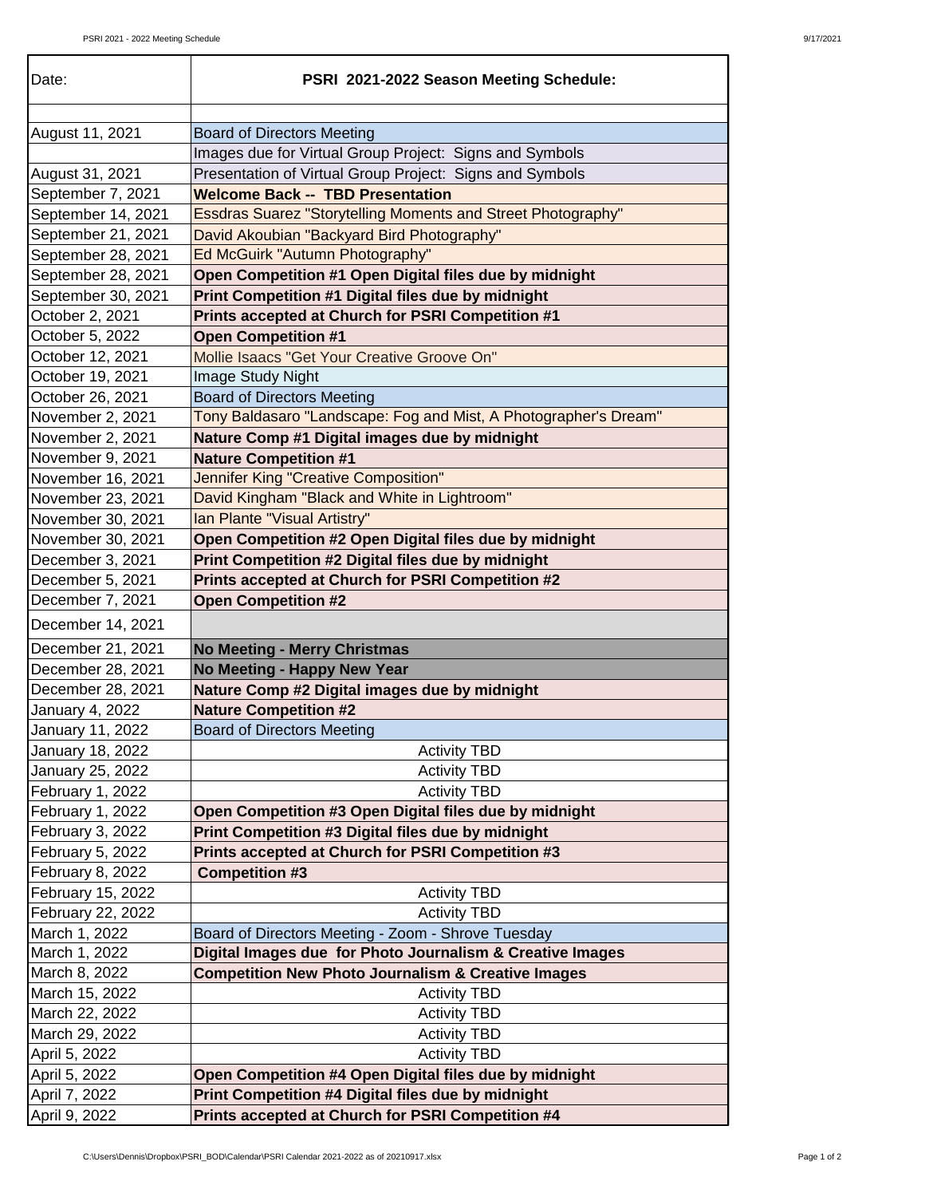| Date: | **PSRI 2021-2022 Season Meeting Schedule:** |
|---|---|
| | |
| August 11, 2021 | Board of Directors Meeting |
| | Images due for Virtual Group Project: Signs and Symbols |
| August 31, 2021 | Presentation of Virtual Group Project: Signs and Symbols |
| September 7, 2021 | **Welcome Back -- TBD Presentation** |
| September 14, 2021 | Essdras Suarez "Storytelling Moments and Street Photography" |
| September 21, 2021 | David Akoubian "Backyard Bird Photography" |
| September 28, 2021 | Ed McGuirk "Autumn Photography" |
| September 28, 2021 | **Open Competition #1 Open Digital files due by midnight** |
| September 30, 2021 | **Print Competition #1 Digital files due by midnight** |
| October 2, 2021 | **Prints accepted at Church for PSRI Competition #1** |
| October 5, 2022 | **Open Competition #1** |
| October 12, 2021 | Mollie Isaacs "Get Your Creative Groove On" |
| October 19, 2021 | Image Study Night |
| October 26, 2021 | Board of Directors Meeting |
| November 2, 2021 | Tony Baldasaro "Landscape: Fog and Mist, A Photographer's Dream" |
| November 2, 2021 | **Nature Comp #1 Digital images due by midnight** |
| November 9, 2021 | **Nature Competition #1** |
| November 16, 2021 | Jennifer King "Creative Composition" |
| November 23, 2021 | David Kingham "Black and White in Lightroom" |
| November 30, 2021 | Ian Plante "Visual Artistry" |
| November 30, 2021 | **Open Competition #2 Open Digital files due by midnight** |
| December 3, 2021 | **Print Competition #2 Digital files due by midnight** |
| December 5, 2021 | **Prints accepted at Church for PSRI Competition #2** |
| December 7, 2021 | **Open Competition #2** |
| December 14, 2021 | |
| December 21, 2021 | **No Meeting - Merry Christmas** |
| December 28, 2021 | **No Meeting - Happy New Year** |
| December 28, 2021 | **Nature Comp #2 Digital images due by midnight** |
| January 4, 2022 | **Nature Competition #2** |
| January 11, 2022 | Board of Directors Meeting |
| January 18, 2022 | Activity TBD |
| January 25, 2022 | Activity TBD |
| February 1, 2022 | Activity TBD |
| February 1, 2022 | **Open Competition #3 Open Digital files due by midnight** |
| February 3, 2022 | **Print Competition #3 Digital files due by midnight** |
| February 5, 2022 | **Prints accepted at Church for PSRI Competition #3** |
| February 8, 2022 | **Competition #3** |
| February 15, 2022 | Activity TBD |
| February 22, 2022 | Activity TBD |
| March 1, 2022 | Board of Directors Meeting - Zoom - Shrove Tuesday |
| March 1, 2022 | **Digital Images due for Photo Journalism & Creative Images** |
| March 8, 2022 | **Competition New Photo Journalism & Creative Images** |
| March 15, 2022 | Activity TBD |
| March 22, 2022 | Activity TBD |
| March 29, 2022 | Activity TBD |
| April 5, 2022 | Activity TBD |
| April 5, 2022 | **Open Competition #4 Open Digital files due by midnight** |
| April 7, 2022 | **Print Competition #4 Digital files due by midnight** |
| April 9, 2022 | **Prints accepted at Church for PSRI Competition #4** |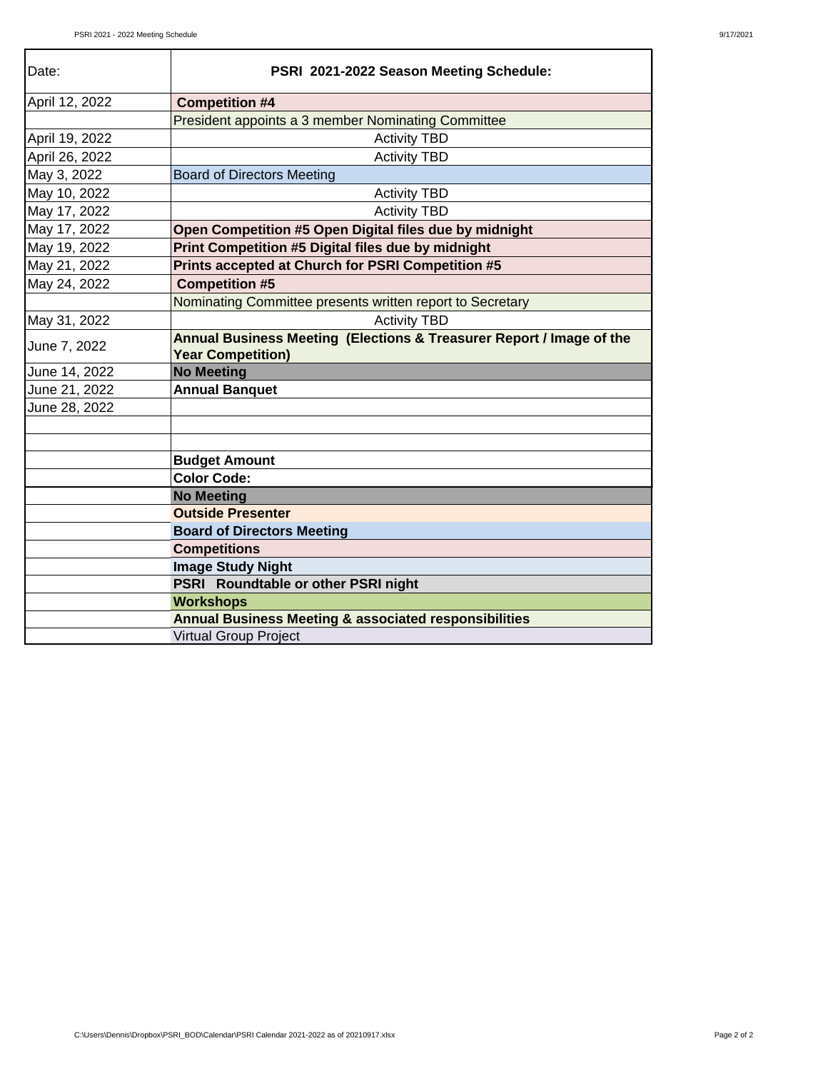| Date: | PSRI 2021-2022 Season Meeting Schedule: |
| --- | --- |
| April 12, 2022 | **Competition #4** |
| | President appoints a 3 member Nominating Committee |
| April 19, 2022 | Activity TBD |
| April 26, 2022 | Activity TBD |
| May 3, 2022 | Board of Directors Meeting |
| May 10, 2022 | Activity TBD |
| May 17, 2022 | Activity TBD |
| May 17, 2022 | **Open Competition #5 Open Digital files due by midnight** |
| May 19, 2022 | **Print Competition #5 Digital files due by midnight** |
| May 21, 2022 | **Prints accepted at Church for PSRI Competition #5** |
| May 24, 2022 | **Competition #5** |
| | Nominating Committee presents written report to Secretary |
| May 31, 2022 | Activity TBD |
| June 7, 2022 | **Annual Business Meeting (Elections & Treasurer Report / Image of the Year Competition)** |
| June 14, 2022 | **No Meeting** |
| June 21, 2022 | **Annual Banquet** |
| June 28, 2022 | |
| | |
| | |
| | **Budget Amount** |
| | **Color Code:** |
| | **No Meeting** |
| | **Outside Presenter** |
| | **Board of Directors Meeting** |
| | **Competitions** |
| | **Image Study Night** |
| | **PSRI Roundtable or other PSRI night** |
| | **Workshops** |
| | **Annual Business Meeting & associated responsibilities** |
| | Virtual Group Project |